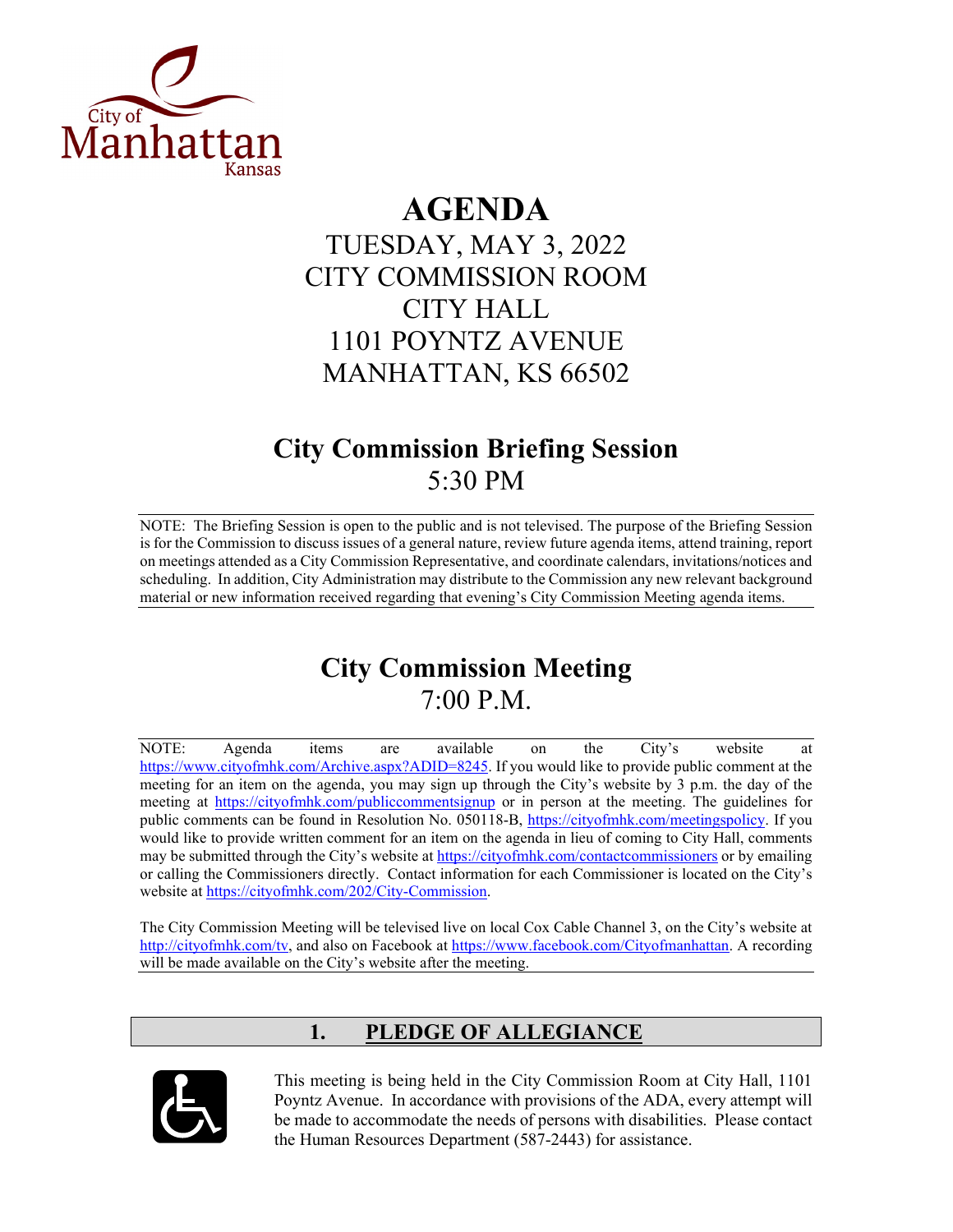City of Manhattan Kansas

# AGENDA

TUESDAY, MAY 3, 2022
CITY COMMISSION ROOM
CITY HALL
1101 POYNTZ AVENUE
MANHATTAN, KS 66502

## City Commission Briefing Session

5:30 PM

NOTE: The Briefing Session is open to the public and is not televised. The purpose of the Briefing Session is for the Commission to discuss issues of a general nature, review future agenda items, attend training, report on meetings attended as a City Commission Representative, and coordinate calendars, invitations/notices and scheduling. In addition, City Administration may distribute to the Commission any new relevant background material or new information received regarding that evening's City Commission Meeting agenda items.

## City Commission Meeting

7:00 P.M.

NOTE: Agenda items are available on the City's website at https://www.cityofmhk.com/Archive.aspx?ADID=8245. If you would like to provide public comment at the meeting for an item on the agenda, you may sign up through the City's website by 3 p.m. the day of the meeting at https://cityofmhk.com/publiccommentsignup or in person at the meeting. The guidelines for public comments can be found in Resolution No. 050118-B, https://cityofmhk.com/meetingspolicy. If you would like to provide written comment for an item on the agenda in lieu of coming to City Hall, comments may be submitted through the City's website at https://cityofmhk.com/contactcommissioners or by emailing or calling the Commissioners directly. Contact information for each Commissioner is located on the City's website at https://cityofmhk.com/202/City-Commission.

The City Commission Meeting will be televised live on local Cox Cable Channel 3, on the City's website at http://cityofmhk.com/tv, and also on Facebook at https://www.facebook.com/Cityofmanhattan. A recording will be made available on the City's website after the meeting.

## 1. PLEDGE OF ALLEGIANCE

This meeting is being held in the City Commission Room at City Hall, 1101 Poyntz Avenue. In accordance with provisions of the ADA, every attempt will be made to accommodate the needs of persons with disabilities. Please contact the Human Resources Department (587-2443) for assistance.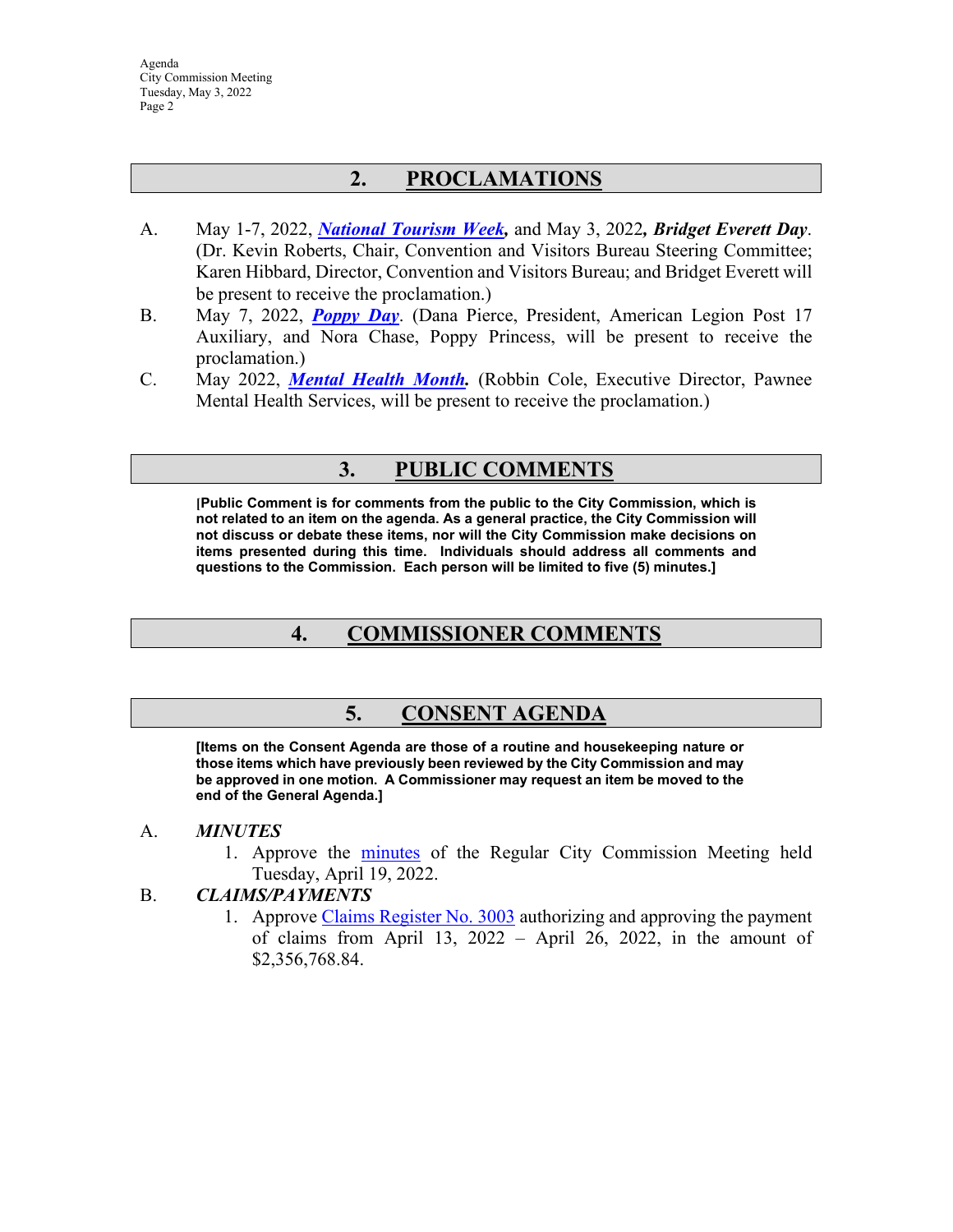## 2. PROCLAMATIONS

A. May 1-7, 2022, ***National Tourism Week***, and May 3, 2022***, Bridget Everett Day***. (Dr. Kevin Roberts, Chair, Convention and Visitors Bureau Steering Committee; Karen Hibbard, Director, Convention and Visitors Bureau; and Bridget Everett will be present to receive the proclamation.)

B. May 7, 2022, ***Poppy Day***. (Dana Pierce, President, American Legion Post 17 Auxiliary, and Nora Chase, Poppy Princess, will be present to receive the proclamation.)

C. May 2022, ***Mental Health Month.*** (Robbin Cole, Executive Director, Pawnee Mental Health Services, will be present to receive the proclamation.)

## 3. PUBLIC COMMENTS

**[Public Comment is for comments from the public to the City Commission, which is not related to an item on the agenda. As a general practice, the City Commission will not discuss or debate these items, nor will the City Commission make decisions on items presented during this time. Individuals should address all comments and questions to the Commission. Each person will be limited to five (5) minutes.]**

## 4. COMMISSIONER COMMENTS

## 5. CONSENT AGENDA

**[Items on the Consent Agenda are those of a routine and housekeeping nature or those items which have previously been reviewed by the City Commission and may be approved in one motion. A Commissioner may request an item be moved to the end of the General Agenda.]**

A. ***MINUTES***

1. Approve the minutes of the Regular City Commission Meeting held Tuesday, April 19, 2022.

B. ***CLAIMS/PAYMENTS***

1. Approve Claims Register No. 3003 authorizing and approving the payment of claims from April 13, 2022 – April 26, 2022, in the amount of $2,356,768.84.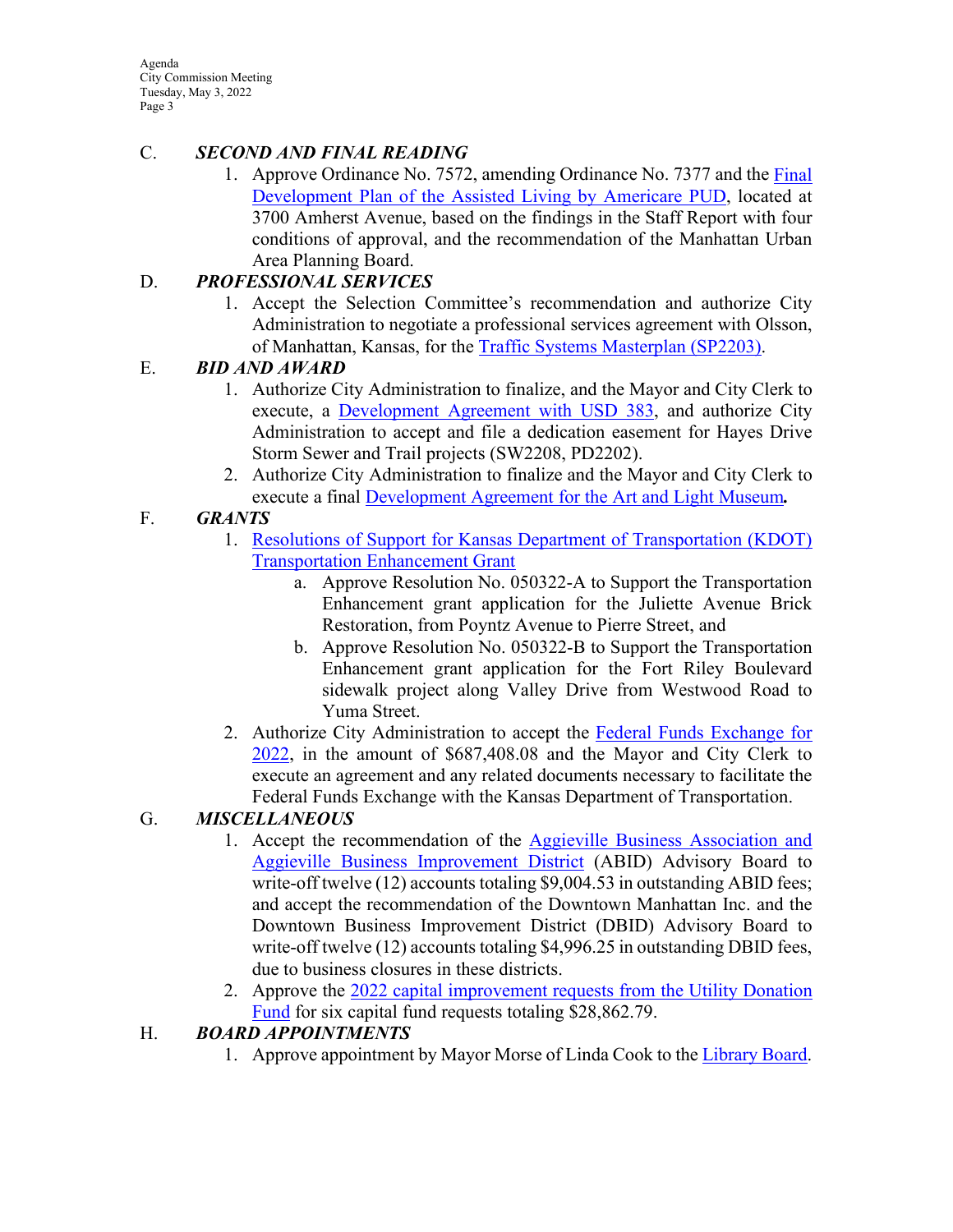C. ***SECOND AND FINAL READING***

1. Approve Ordinance No. 7572, amending Ordinance No. 7377 and the Final Development Plan of the Assisted Living by Americare PUD, located at 3700 Amherst Avenue, based on the findings in the Staff Report with four conditions of approval, and the recommendation of the Manhattan Urban Area Planning Board.

D. ***PROFESSIONAL SERVICES***

1. Accept the Selection Committee's recommendation and authorize City Administration to negotiate a professional services agreement with Olsson, of Manhattan, Kansas, for the Traffic Systems Masterplan (SP2203).

E. ***BID AND AWARD***

1. Authorize City Administration to finalize, and the Mayor and City Clerk to execute, a Development Agreement with USD 383, and authorize City Administration to accept and file a dedication easement for Hayes Drive Storm Sewer and Trail projects (SW2208, PD2202).
2. Authorize City Administration to finalize and the Mayor and City Clerk to execute a final Development Agreement for the Art and Light Museum**.**

F. ***GRANTS***

1. Resolutions of Support for Kansas Department of Transportation (KDOT) Transportation Enhancement Grant
   a. Approve Resolution No. 050322-A to Support the Transportation Enhancement grant application for the Juliette Avenue Brick Restoration, from Poyntz Avenue to Pierre Street, and
   b. Approve Resolution No. 050322-B to Support the Transportation Enhancement grant application for the Fort Riley Boulevard sidewalk project along Valley Drive from Westwood Road to Yuma Street.
2. Authorize City Administration to accept the Federal Funds Exchange for 2022, in the amount of $687,408.08 and the Mayor and City Clerk to execute an agreement and any related documents necessary to facilitate the Federal Funds Exchange with the Kansas Department of Transportation.

G. ***MISCELLANEOUS***

1. Accept the recommendation of the Aggieville Business Association and Aggieville Business Improvement District (ABID) Advisory Board to write-off twelve (12) accounts totaling $9,004.53 in outstanding ABID fees; and accept the recommendation of the Downtown Manhattan Inc. and the Downtown Business Improvement District (DBID) Advisory Board to write-off twelve (12) accounts totaling $4,996.25 in outstanding DBID fees, due to business closures in these districts.
2. Approve the 2022 capital improvement requests from the Utility Donation Fund for six capital fund requests totaling $28,862.79.

H. ***BOARD APPOINTMENTS***

1. Approve appointment by Mayor Morse of Linda Cook to the Library Board.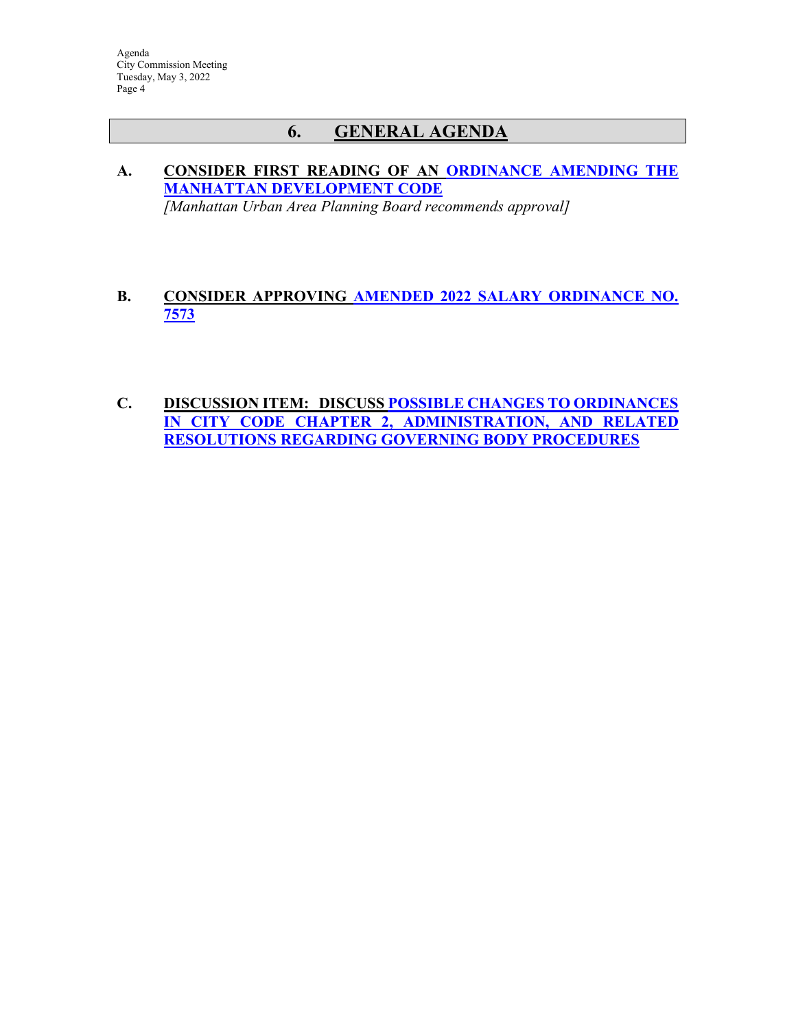## 6. GENERAL AGENDA

**A. CONSIDER FIRST READING OF AN ORDINANCE AMENDING THE MANHATTAN DEVELOPMENT CODE**
*[Manhattan Urban Area Planning Board recommends approval]*

**B. CONSIDER APPROVING AMENDED 2022 SALARY ORDINANCE NO. 7573**

**C. DISCUSSION ITEM: DISCUSS POSSIBLE CHANGES TO ORDINANCES IN CITY CODE CHAPTER 2, ADMINISTRATION, AND RELATED RESOLUTIONS REGARDING GOVERNING BODY PROCEDURES**